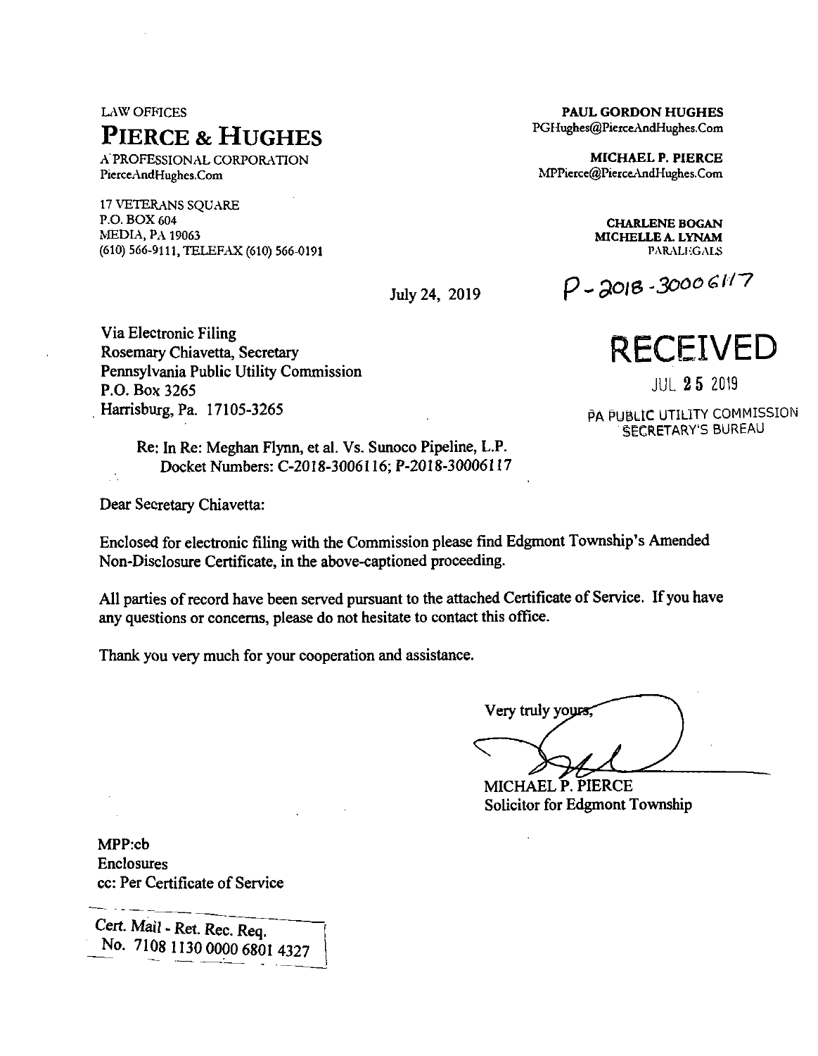LAW OFFICES

# PIERCE & HUGHES

A PROFESSIONAL CORPORATION
PierceAndHughes.Com

17 VETERANS SQUARE
P.O. BOX 604
MEDIA, PA 19063
(610) 566-9111, TELEFAX (610) 566-0191

**PAUL GORDON HUGHES**
PGHughes@PierceAndHughes.Com

**MICHAEL P. PIERCE**
MPPierce@PierceAndHughes.Com

**CHARLENE BOGAN**
**MICHELLE A. LYNAM**
PARALEGALS

P-2018-3000 6117

July 24, 2019

**RECEIVED**

JUL 25 2019

PA PUBLIC UTILITY COMMISSION
SECRETARY'S BUREAU

Via Electronic Filing
Rosemary Chiavetta, Secretary
Pennsylvania Public Utility Commission
P.O. Box 3265
Harrisburg, Pa. 17105-3265

Re: In Re: Meghan Flynn, et al. Vs. Sunoco Pipeline, L.P.
Docket Numbers: C-2018-3006116; P-2018-30006117

Dear Secretary Chiavetta:

Enclosed for electronic filing with the Commission please find Edgmont Township's Amended Non-Disclosure Certificate, in the above-captioned proceeding.

All parties of record have been served pursuant to the attached Certificate of Service. If you have any questions or concerns, please do not hesitate to contact this office.

Thank you very much for your cooperation and assistance.

Very truly yours,

MICHAEL P. PIERCE
Solicitor for Edgmont Township

MPP:cb
Enclosures
cc: Per Certificate of Service

Cert. Mail - Ret. Rec. Req.
No. 7108 1130 0000 6801 4327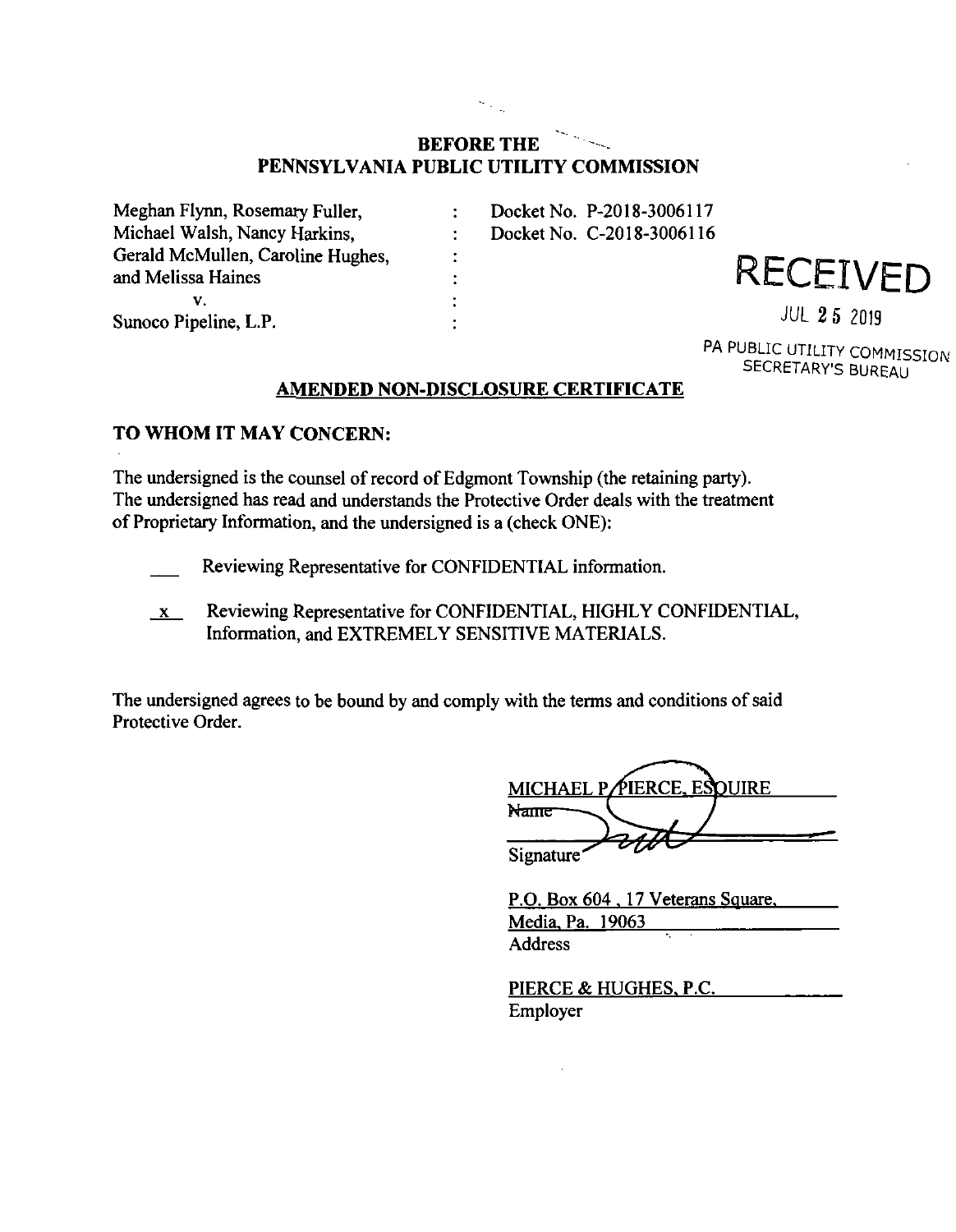**BEFORE THE**
**PENNSYLVANIA PUBLIC UTILITY COMMISSION**

| | | |
|---|---|---|
| Meghan Flynn, Rosemary Fuller, | : | Docket No. P-2018-3006117 |
| Michael Walsh, Nancy Harkins, | : | Docket No. C-2018-3006116 |
| Gerald McMullen, Caroline Hughes, | : | |
| and Melissa Haines | : | |
| v. | : | |
| Sunoco Pipeline, L.P. | : | |

RECEIVED

JUL 25 2019

PA PUBLIC UTILITY COMMISSION
SECRETARY'S BUREAU

## AMENDED NON-DISCLOSURE CERTIFICATE

**TO WHOM IT MAY CONCERN:**

The undersigned is the counsel of record of Edgmont Township (the retaining party). The undersigned has read and understands the Protective Order deals with the treatment of Proprietary Information, and the undersigned is a (check ONE):

\_\_\_ Reviewing Representative for CONFIDENTIAL information.

\_x\_ Reviewing Representative for CONFIDENTIAL, HIGHLY CONFIDENTIAL, Information, and EXTREMELY SENSITIVE MATERIALS.

The undersigned agrees to be bound by and comply with the terms and conditions of said Protective Order.

MICHAEL P. PIERCE, ESQUIRE
Name

Signature

P.O. Box 604, 17 Veterans Square,
Media, Pa. 19063
Address

PIERCE & HUGHES, P.C.
Employer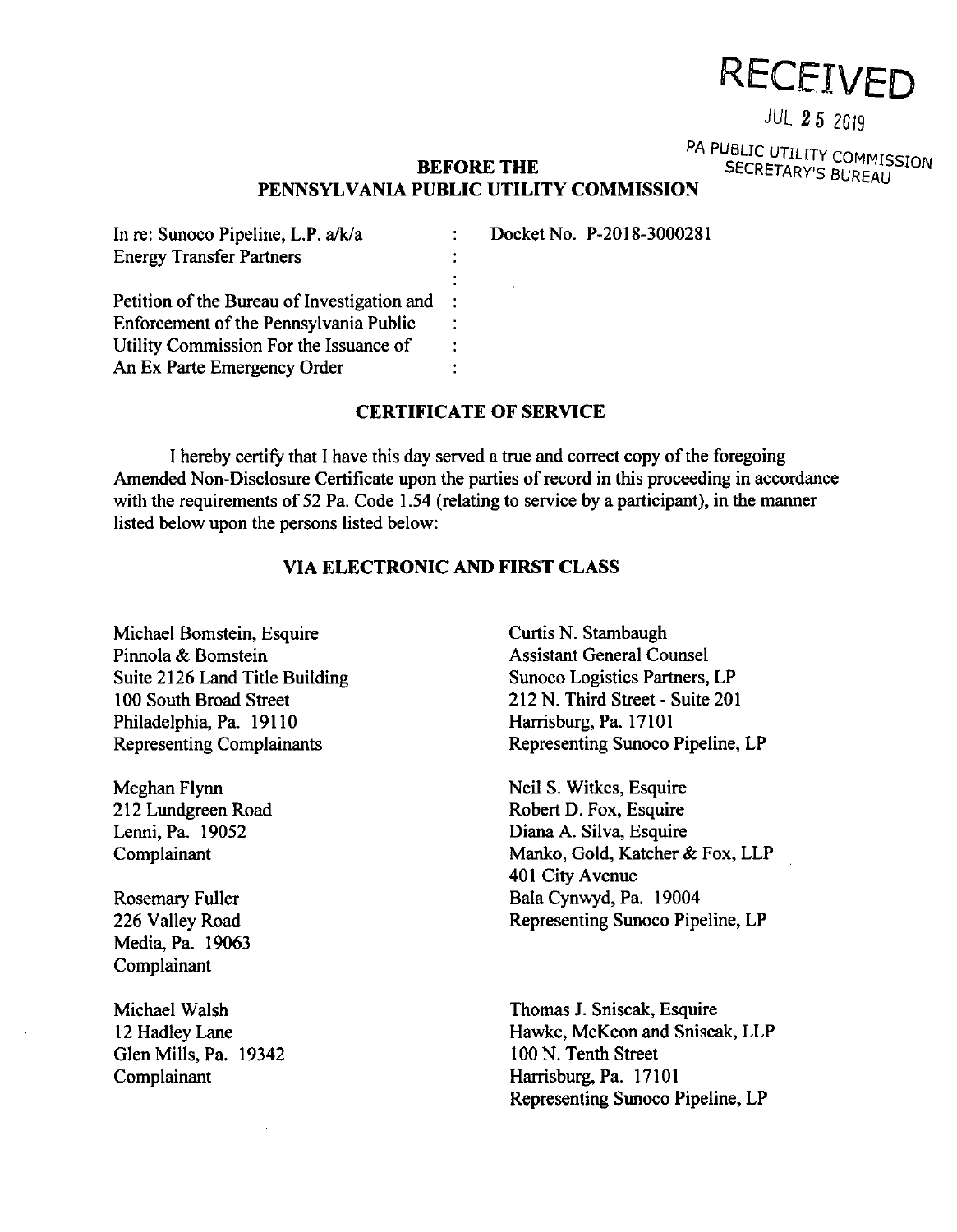RECEIVED

JUL 25 2019

PA PUBLIC UTILITY COMMISSION
SECRETARY'S BUREAU

**BEFORE THE**
**PENNSYLVANIA PUBLIC UTILITY COMMISSION**

In re: Sunoco Pipeline, L.P. a/k/a Energy Transfer Partners : Docket No. P-2018-3000281

Petition of the Bureau of Investigation and Enforcement of the Pennsylvania Public Utility Commission For the Issuance of An Ex Parte Emergency Order :

## CERTIFICATE OF SERVICE

I hereby certify that I have this day served a true and correct copy of the foregoing Amended Non-Disclosure Certificate upon the parties of record in this proceeding in accordance with the requirements of 52 Pa. Code 1.54 (relating to service by a participant), in the manner listed below upon the persons listed below:

### VIA ELECTRONIC AND FIRST CLASS

Michael Bomstein, Esquire
Pinnola & Bomstein
Suite 2126 Land Title Building
100 South Broad Street
Philadelphia, Pa. 19110
Representing Complainants

Meghan Flynn
212 Lundgreen Road
Lenni, Pa. 19052
Complainant

Rosemary Fuller
226 Valley Road
Media, Pa. 19063
Complainant

Michael Walsh
12 Hadley Lane
Glen Mills, Pa. 19342
Complainant

Curtis N. Stambaugh
Assistant General Counsel
Sunoco Logistics Partners, LP
212 N. Third Street - Suite 201
Harrisburg, Pa. 17101
Representing Sunoco Pipeline, LP

Neil S. Witkes, Esquire
Robert D. Fox, Esquire
Diana A. Silva, Esquire
Manko, Gold, Katcher & Fox, LLP
401 City Avenue
Bala Cynwyd, Pa. 19004
Representing Sunoco Pipeline, LP

Thomas J. Sniscak, Esquire
Hawke, McKeon and Sniscak, LLP
100 N. Tenth Street
Harrisburg, Pa. 17101
Representing Sunoco Pipeline, LP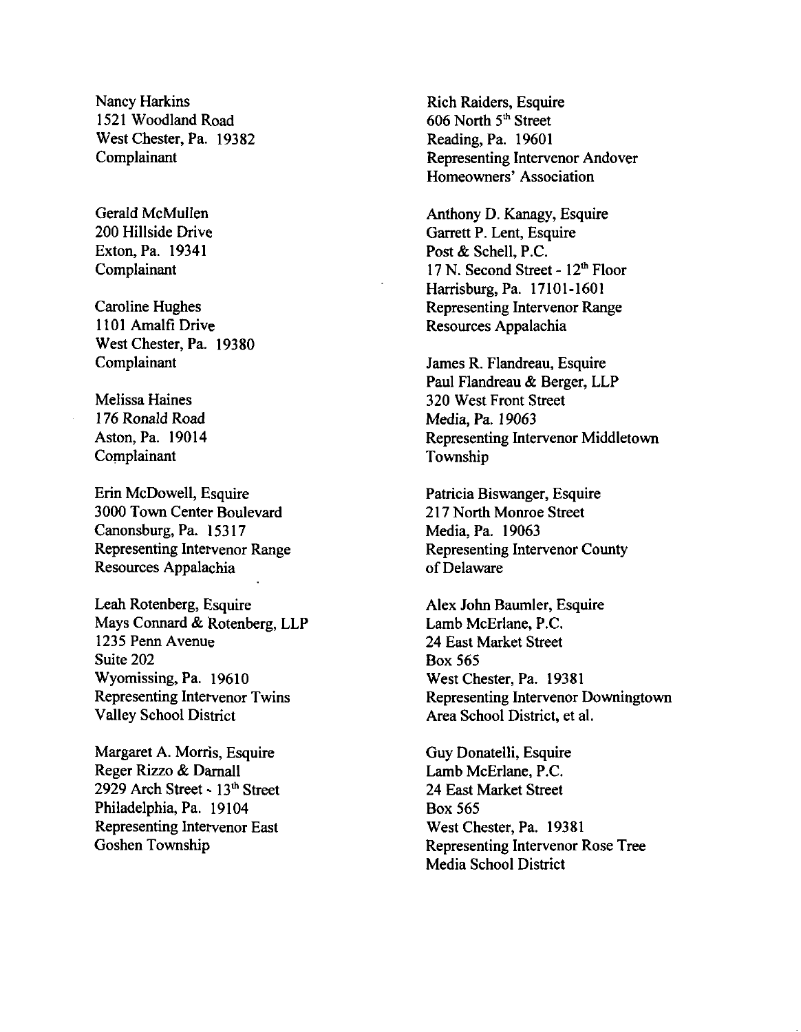Nancy Harkins
1521 Woodland Road
West Chester, Pa. 19382
Complainant

Gerald McMullen
200 Hillside Drive
Exton, Pa. 19341
Complainant

Caroline Hughes
1101 Amalfi Drive
West Chester, Pa. 19380
Complainant

Melissa Haines
176 Ronald Road
Aston, Pa. 19014
Complainant

Erin McDowell, Esquire
3000 Town Center Boulevard
Canonsburg, Pa. 15317
Representing Intervenor Range Resources Appalachia

Leah Rotenberg, Esquire
Mays Connard & Rotenberg, LLP
1235 Penn Avenue
Suite 202
Wyomissing, Pa. 19610
Representing Intervenor Twins Valley School District

Margaret A. Morris, Esquire
Reger Rizzo & Darnall
2929 Arch Street - 13th Street
Philadelphia, Pa. 19104
Representing Intervenor East Goshen Township

Rich Raiders, Esquire
606 North 5th Street
Reading, Pa. 19601
Representing Intervenor Andover Homeowners' Association

Anthony D. Kanagy, Esquire
Garrett P. Lent, Esquire
Post & Schell, P.C.
17 N. Second Street - 12th Floor
Harrisburg, Pa. 17101-1601
Representing Intervenor Range Resources Appalachia

James R. Flandreau, Esquire
Paul Flandreau & Berger, LLP
320 West Front Street
Media, Pa. 19063
Representing Intervenor Middletown Township

Patricia Biswanger, Esquire
217 North Monroe Street
Media, Pa. 19063
Representing Intervenor County of Delaware

Alex John Baumler, Esquire
Lamb McErlane, P.C.
24 East Market Street
Box 565
West Chester, Pa. 19381
Representing Intervenor Downingtown Area School District, et al.

Guy Donatelli, Esquire
Lamb McErlane, P.C.
24 East Market Street
Box 565
West Chester, Pa. 19381
Representing Intervenor Rose Tree Media School District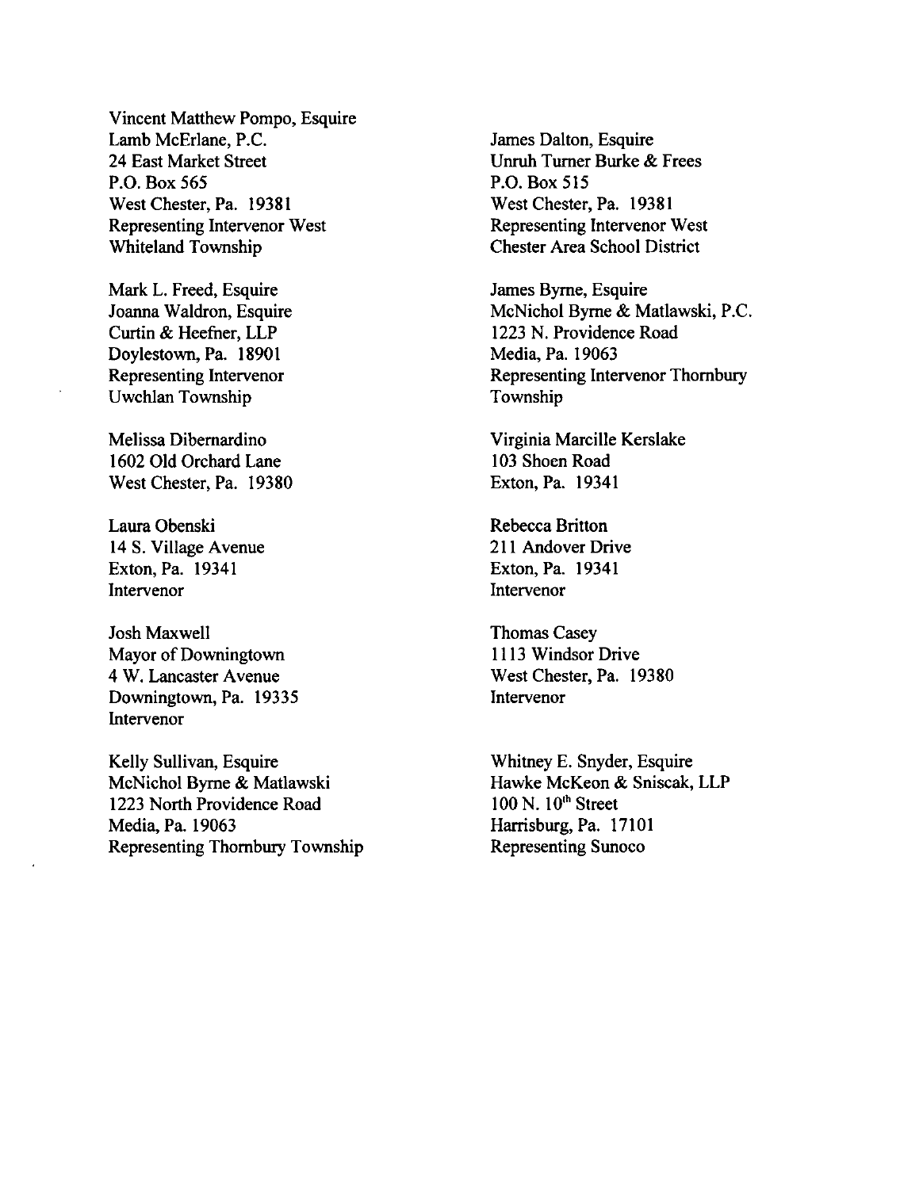Vincent Matthew Pompo, Esquire
Lamb McErlane, P.C.
24 East Market Street
P.O. Box 565
West Chester, Pa. 19381
Representing Intervenor West Whiteland Township

James Dalton, Esquire
Unruh Turner Burke & Frees
P.O. Box 515
West Chester, Pa. 19381
Representing Intervenor West Chester Area School District

Mark L. Freed, Esquire
Joanna Waldron, Esquire
Curtin & Heefner, LLP
Doylestown, Pa. 18901
Representing Intervenor Uwchlan Township

James Byrne, Esquire
McNichol Byrne & Matlawski, P.C.
1223 N. Providence Road
Media, Pa. 19063
Representing Intervenor Thornbury Township

Melissa Dibernardino
1602 Old Orchard Lane
West Chester, Pa. 19380

Virginia Marcille Kerslake
103 Shoen Road
Exton, Pa. 19341

Laura Obenski
14 S. Village Avenue
Exton, Pa. 19341
Intervenor

Rebecca Britton
211 Andover Drive
Exton, Pa. 19341
Intervenor

Josh Maxwell
Mayor of Downingtown
4 W. Lancaster Avenue
Downingtown, Pa. 19335
Intervenor

Thomas Casey
1113 Windsor Drive
West Chester, Pa. 19380
Intervenor

Kelly Sullivan, Esquire
McNichol Byrne & Matlawski
1223 North Providence Road
Media, Pa. 19063
Representing Thornbury Township

Whitney E. Snyder, Esquire
Hawke McKeon & Sniscak, LLP
100 N. 10th Street
Harrisburg, Pa. 17101
Representing Sunoco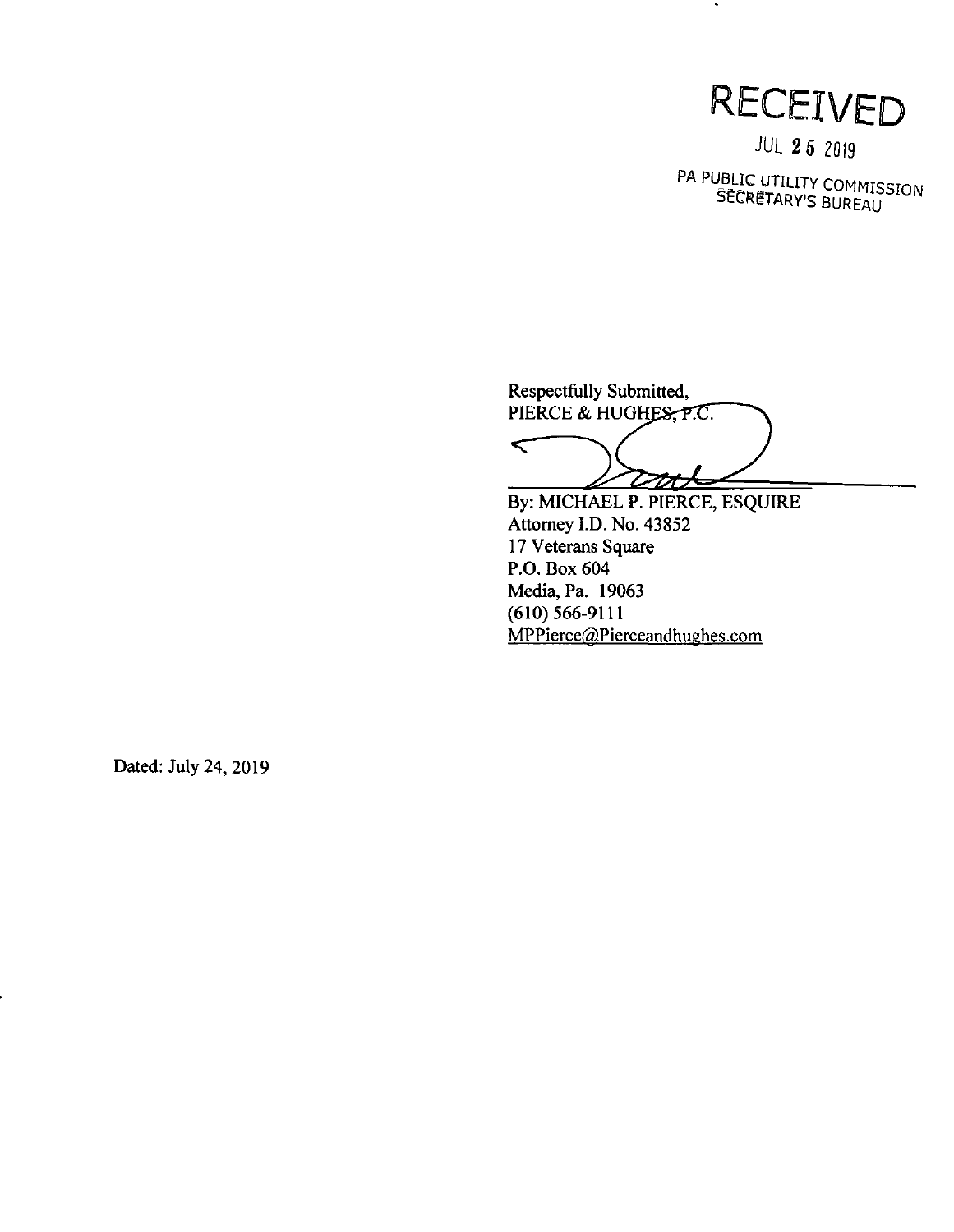RECEIVED

JUL 25 2019

PA PUBLIC UTILITY COMMISSION
SECRETARY'S BUREAU

Respectfully Submitted,
PIERCE & HUGHES, P.C.

By: MICHAEL P. PIERCE, ESQUIRE
Attorney I.D. No. 43852
17 Veterans Square
P.O. Box 604
Media, Pa. 19063
(610) 566-9111
MPPierce@Pierceandhughes.com

Dated: July 24, 2019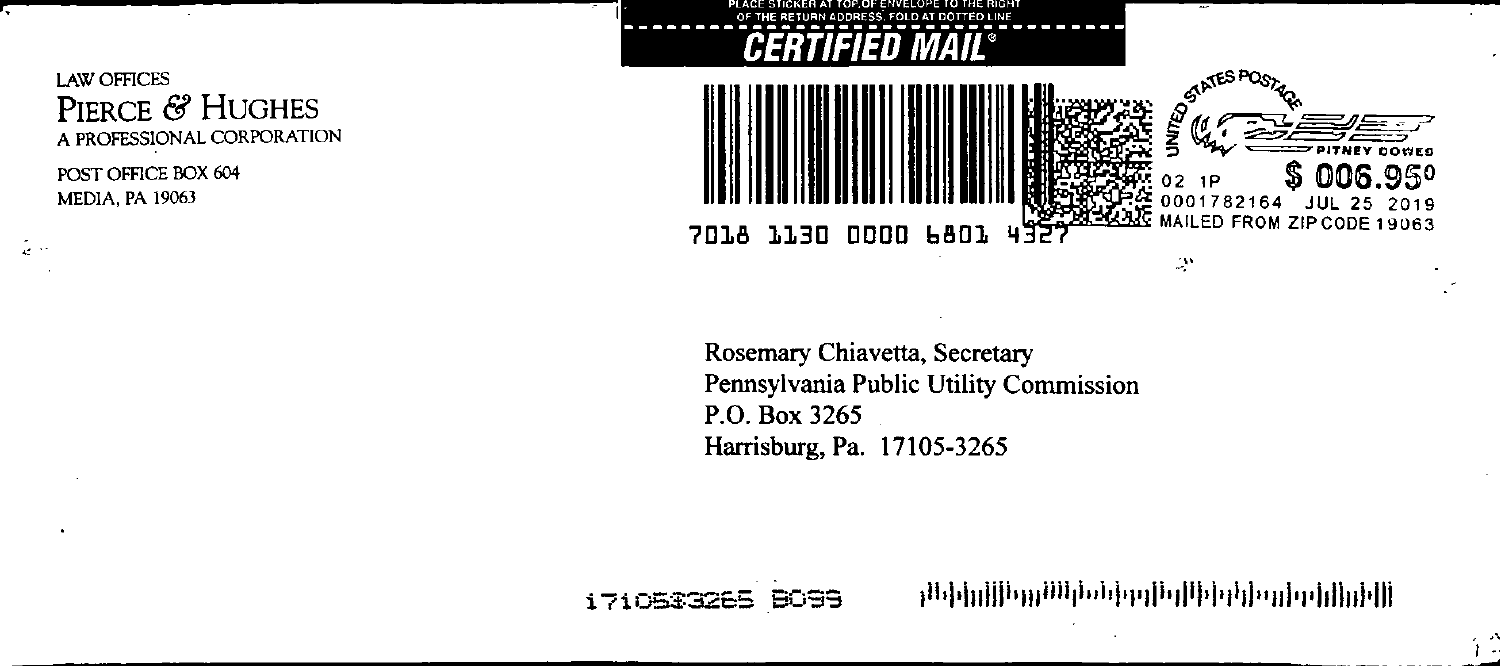LAW OFFICES
PIERCE & HUGHES
A PROFESSIONAL CORPORATION

POST OFFICE BOX 604
MEDIA, PA 19063

PLACE STICKER AT TOP OF ENVELOPE TO THE RIGHT OF THE RETURN ADDRESS. FOLD AT DOTTED LINE

**CERTIFIED MAIL®**

7018 1130 0000 6801 4327

UNITED STATES POSTAGE
PITNEY BOWES
02 1P $ 006.95⁰
0001782164 JUL 25 2019
MAILED FROM ZIP CODE 19063

Rosemary Chiavetta, Secretary
Pennsylvania Public Utility Commission
P.O. Box 3265
Harrisburg, Pa. 17105-3265

17105$3265 B099